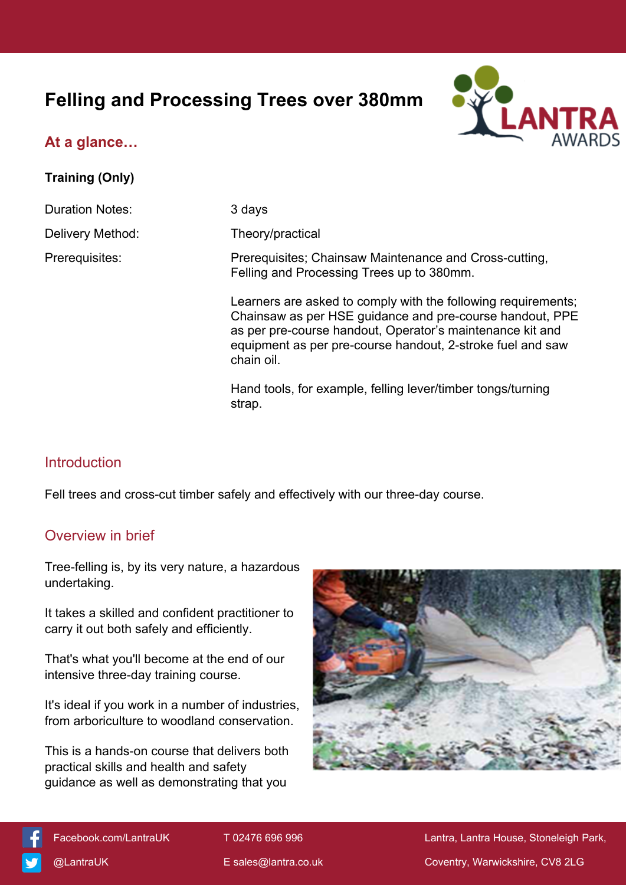# Felling and Processing Trees over 380mm

## At a glance…

**Training (Only)**

| | |
|---|---|
| Duration Notes: | 3 days |
| Delivery Method: | Theory/practical |
| Prerequisites: | Prerequisites; Chainsaw Maintenance and Cross-cutting, Felling and Processing Trees up to 380mm.<br><br>Learners are asked to comply with the following requirements; Chainsaw as per HSE guidance and pre-course handout, PPE as per pre-course handout, Operator's maintenance kit and equipment as per pre-course handout, 2-stroke fuel and saw chain oil.<br><br>Hand tools, for example, felling lever/timber tongs/turning strap. |

## Introduction

Fell trees and cross-cut timber safely and effectively with our three-day course.

## Overview in brief

Tree-felling is, by its very nature, a hazardous undertaking.

It takes a skilled and confident practitioner to carry it out both safely and efficiently.

That's what you'll become at the end of our intensive three-day training course.

It's ideal if you work in a number of industries, from arboriculture to woodland conservation.

This is a hands-on course that delivers both practical skills and health and safety guidance as well as demonstrating that you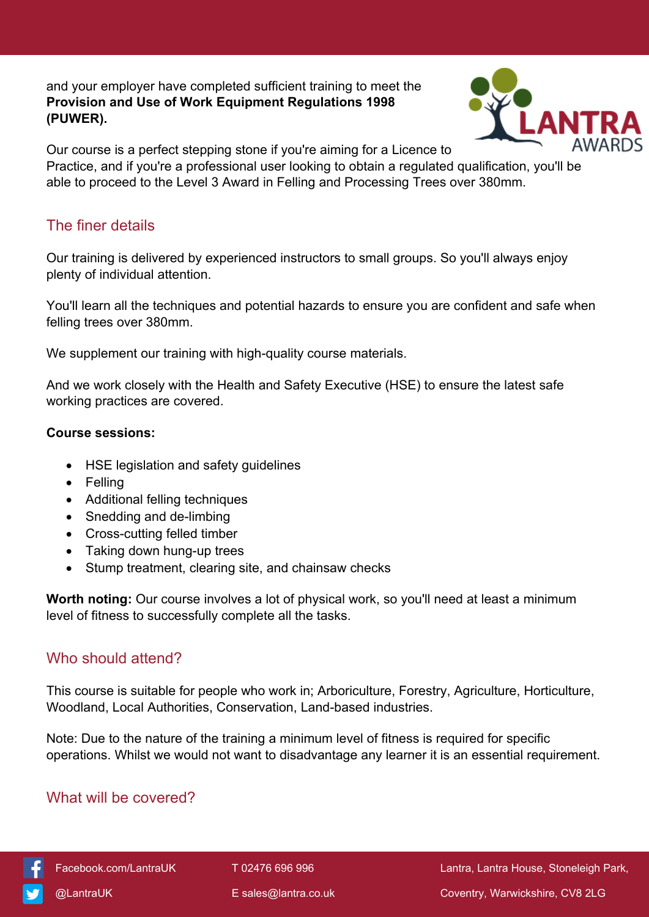and your employer have completed sufficient training to meet the **Provision and Use of Work Equipment Regulations 1998 (PUWER).**

Our course is a perfect stepping stone if you're aiming for a Licence to Practice, and if you're a professional user looking to obtain a regulated qualification, you'll be able to proceed to the Level 3 Award in Felling and Processing Trees over 380mm.

## The finer details

Our training is delivered by experienced instructors to small groups. So you'll always enjoy plenty of individual attention.

You'll learn all the techniques and potential hazards to ensure you are confident and safe when felling trees over 380mm.

We supplement our training with high-quality course materials.

And we work closely with the Health and Safety Executive (HSE) to ensure the latest safe working practices are covered.

**Course sessions:**

- HSE legislation and safety guidelines
- Felling
- Additional felling techniques
- Snedding and de-limbing
- Cross-cutting felled timber
- Taking down hung-up trees
- Stump treatment, clearing site, and chainsaw checks

**Worth noting:** Our course involves a lot of physical work, so you'll need at least a minimum level of fitness to successfully complete all the tasks.

## Who should attend?

This course is suitable for people who work in; Arboriculture, Forestry, Agriculture, Horticulture, Woodland, Local Authorities, Conservation, Land-based industries.

Note: Due to the nature of the training a minimum level of fitness is required for specific operations. Whilst we would not want to disadvantage any learner it is an essential requirement.

## What will be covered?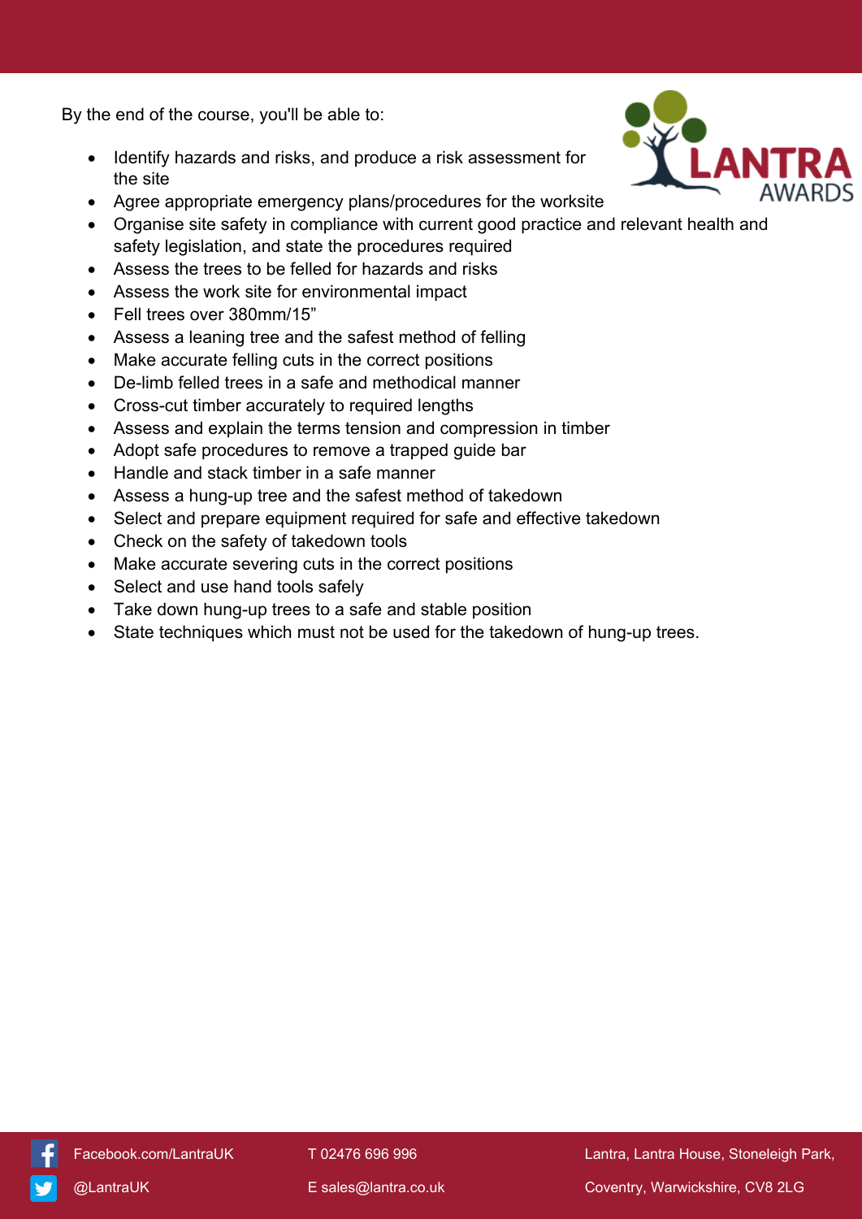By the end of the course, you'll be able to:

- Identify hazards and risks, and produce a risk assessment for the site
- Agree appropriate emergency plans/procedures for the worksite
- Organise site safety in compliance with current good practice and relevant health and safety legislation, and state the procedures required
- Assess the trees to be felled for hazards and risks
- Assess the work site for environmental impact
- Fell trees over 380mm/15"
- Assess a leaning tree and the safest method of felling
- Make accurate felling cuts in the correct positions
- De-limb felled trees in a safe and methodical manner
- Cross-cut timber accurately to required lengths
- Assess and explain the terms tension and compression in timber
- Adopt safe procedures to remove a trapped guide bar
- Handle and stack timber in a safe manner
- Assess a hung-up tree and the safest method of takedown
- Select and prepare equipment required for safe and effective takedown
- Check on the safety of takedown tools
- Make accurate severing cuts in the correct positions
- Select and use hand tools safely
- Take down hung-up trees to a safe and stable position
- State techniques which must not be used for the takedown of hung-up trees.